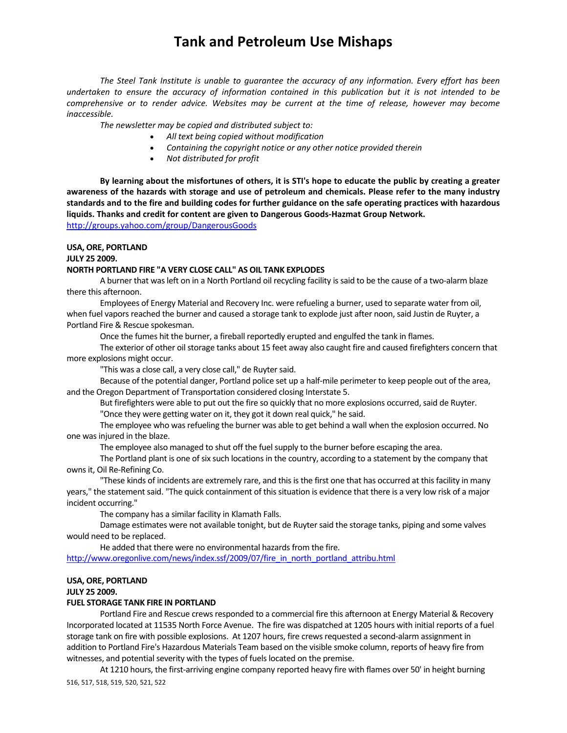# Tank and Petroleum Use Mishaps

*The Steel Tank Institute is unable to guarantee the accuracy of any information. Every effort has been undertaken to ensure the accuracy of information contained in this publication but it is not intended to be comprehensive or to render advice. Websites may be current at the time of release, however may become inaccessible.*

*The newsletter may be copied and distributed subject to:*

- *All text being copied without modification*
- *Containing the copyright notice or any other notice provided therein*
- *Not distributed for profit*

**By learning about the misfortunes of others, it is STI's hope to educate the public by creating a greater awareness of the hazards with storage and use of petroleum and chemicals. Please refer to the many industry standards and to the fire and building codes for further guidance on the safe operating practices with hazardous liquids. Thanks and credit for content are given to Dangerous Goods-Hazmat Group Network.**
http://groups.yahoo.com/group/DangerousGoods

**USA, ORE, PORTLAND**
**JULY 25 2009.**
**NORTH PORTLAND FIRE "A VERY CLOSE CALL" AS OIL TANK EXPLODES**

A burner that was left on in a North Portland oil recycling facility is said to be the cause of a two-alarm blaze there this afternoon.

Employees of Energy Material and Recovery Inc. were refueling a burner, used to separate water from oil, when fuel vapors reached the burner and caused a storage tank to explode just after noon, said Justin de Ruyter, a Portland Fire & Rescue spokesman.

Once the fumes hit the burner, a fireball reportedly erupted and engulfed the tank in flames.

The exterior of other oil storage tanks about 15 feet away also caught fire and caused firefighters concern that more explosions might occur.

"This was a close call, a very close call," de Ruyter said.

Because of the potential danger, Portland police set up a half-mile perimeter to keep people out of the area, and the Oregon Department of Transportation considered closing Interstate 5.

But firefighters were able to put out the fire so quickly that no more explosions occurred, said de Ruyter.

"Once they were getting water on it, they got it down real quick," he said.

The employee who was refueling the burner was able to get behind a wall when the explosion occurred. No one was injured in the blaze.

The employee also managed to shut off the fuel supply to the burner before escaping the area.

The Portland plant is one of six such locations in the country, according to a statement by the company that owns it, Oil Re-Refining Co.

"These kinds of incidents are extremely rare, and this is the first one that has occurred at this facility in many years," the statement said. "The quick containment of this situation is evidence that there is a very low risk of a major incident occurring."

The company has a similar facility in Klamath Falls.

Damage estimates were not available tonight, but de Ruyter said the storage tanks, piping and some valves would need to be replaced.

He added that there were no environmental hazards from the fire.
http://www.oregonlive.com/news/index.ssf/2009/07/fire_in_north_portland_attribu.html

**USA, ORE, PORTLAND**
**JULY 25 2009.**
**FUEL STORAGE TANK FIRE IN PORTLAND**

Portland Fire and Rescue crews responded to a commercial fire this afternoon at Energy Material & Recovery Incorporated located at 11535 North Force Avenue. The fire was dispatched at 1205 hours with initial reports of a fuel storage tank on fire with possible explosions. At 1207 hours, fire crews requested a second-alarm assignment in addition to Portland Fire's Hazardous Materials Team based on the visible smoke column, reports of heavy fire from witnesses, and potential severity with the types of fuels located on the premise.

At 1210 hours, the first-arriving engine company reported heavy fire with flames over 50' in height burning

516, 517, 518, 519, 520, 521, 522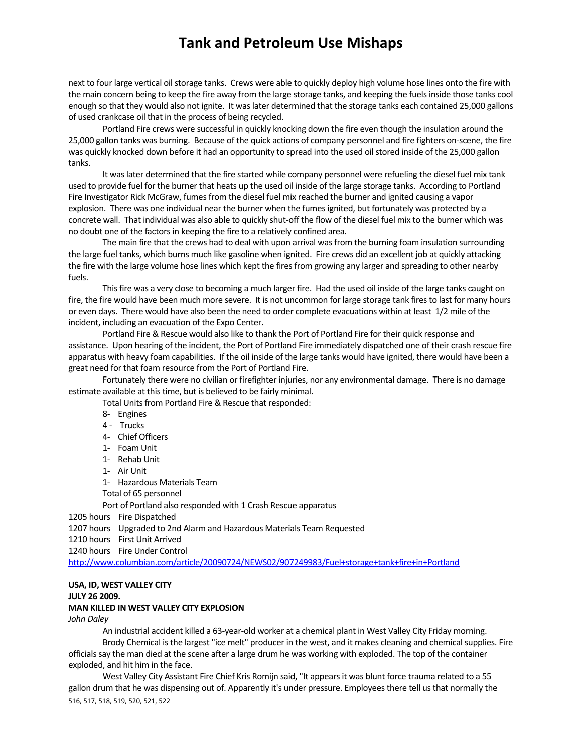next to four large vertical oil storage tanks. Crews were able to quickly deploy high volume hose lines onto the fire with the main concern being to keep the fire away from the large storage tanks, and keeping the fuels inside those tanks cool enough so that they would also not ignite. It was later determined that the storage tanks each contained 25,000 gallons of used crankcase oil that in the process of being recycled.

Portland Fire crews were successful in quickly knocking down the fire even though the insulation around the 25,000 gallon tanks was burning. Because of the quick actions of company personnel and fire fighters on-scene, the fire was quickly knocked down before it had an opportunity to spread into the used oil stored inside of the 25,000 gallon tanks.

It was later determined that the fire started while company personnel were refueling the diesel fuel mix tank used to provide fuel for the burner that heats up the used oil inside of the large storage tanks. According to Portland Fire Investigator Rick McGraw, fumes from the diesel fuel mix reached the burner and ignited causing a vapor explosion. There was one individual near the burner when the fumes ignited, but fortunately was protected by a concrete wall. That individual was also able to quickly shut-off the flow of the diesel fuel mix to the burner which was no doubt one of the factors in keeping the fire to a relatively confined area.

The main fire that the crews had to deal with upon arrival was from the burning foam insulation surrounding the large fuel tanks, which burns much like gasoline when ignited. Fire crews did an excellent job at quickly attacking the fire with the large volume hose lines which kept the fires from growing any larger and spreading to other nearby fuels.

This fire was a very close to becoming a much larger fire. Had the used oil inside of the large tanks caught on fire, the fire would have been much more severe. It is not uncommon for large storage tank fires to last for many hours or even days. There would have also been the need to order complete evacuations within at least 1/2 mile of the incident, including an evacuation of the Expo Center.

Portland Fire & Rescue would also like to thank the Port of Portland Fire for their quick response and assistance. Upon hearing of the incident, the Port of Portland Fire immediately dispatched one of their crash rescue fire apparatus with heavy foam capabilities. If the oil inside of the large tanks would have ignited, there would have been a great need for that foam resource from the Port of Portland Fire.

Fortunately there were no civilian or firefighter injuries, nor any environmental damage. There is no damage estimate available at this time, but is believed to be fairly minimal.

Total Units from Portland Fire & Rescue that responded:

8- Engines
4 - Trucks
4- Chief Officers
1- Foam Unit
1- Rehab Unit
1- Air Unit
1- Hazardous Materials Team

Total of 65 personnel

Port of Portland also responded with 1 Crash Rescue apparatus

1205 hours Fire Dispatched
1207 hours Upgraded to 2nd Alarm and Hazardous Materials Team Requested
1210 hours First Unit Arrived
1240 hours Fire Under Control

http://www.columbian.com/article/20090724/NEWS02/907249983/Fuel+storage+tank+fire+in+Portland

**USA, ID, WEST VALLEY CITY**
**JULY 26 2009.**
**MAN KILLED IN WEST VALLEY CITY EXPLOSION**

*John Daley*

An industrial accident killed a 63-year-old worker at a chemical plant in West Valley City Friday morning.

Brody Chemical is the largest "ice melt" producer in the west, and it makes cleaning and chemical supplies. Fire officials say the man died at the scene after a large drum he was working with exploded. The top of the container exploded, and hit him in the face.

West Valley City Assistant Fire Chief Kris Romijn said, "It appears it was blunt force trauma related to a 55 gallon drum that he was dispensing out of. Apparently it's under pressure. Employees there tell us that normally the

516, 517, 518, 519, 520, 521, 522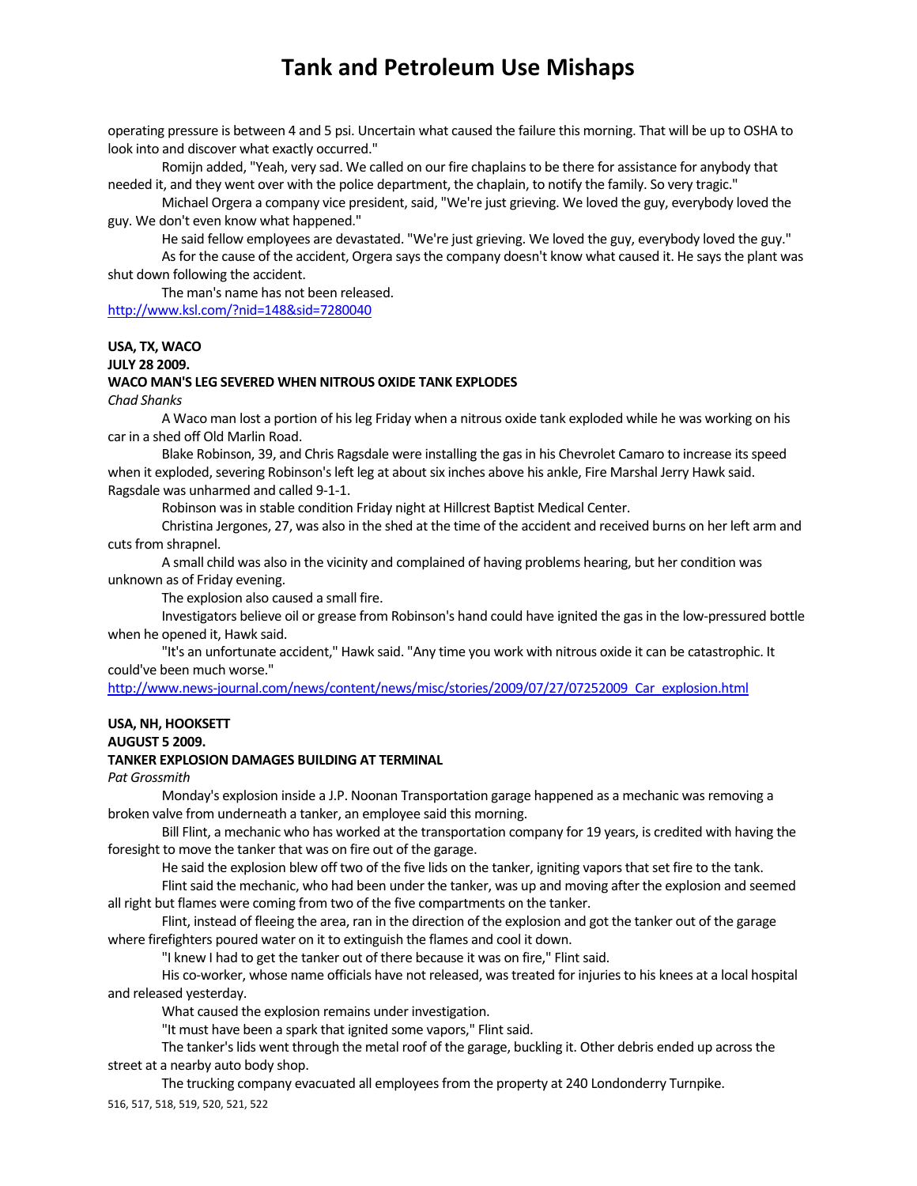operating pressure is between 4 and 5 psi. Uncertain what caused the failure this morning. That will be up to OSHA to look into and discover what exactly occurred."

Romijn added, "Yeah, very sad. We called on our fire chaplains to be there for assistance for anybody that needed it, and they went over with the police department, the chaplain, to notify the family. So very tragic."

Michael Orgera a company vice president, said, "We're just grieving. We loved the guy, everybody loved the guy. We don't even know what happened."

He said fellow employees are devastated. "We're just grieving. We loved the guy, everybody loved the guy."

As for the cause of the accident, Orgera says the company doesn't know what caused it. He says the plant was shut down following the accident.

The man's name has not been released.

http://www.ksl.com/?nid=148&sid=7280040

**USA, TX, WACO**
**JULY 28 2009.**
**WACO MAN'S LEG SEVERED WHEN NITROUS OXIDE TANK EXPLODES**
*Chad Shanks*

A Waco man lost a portion of his leg Friday when a nitrous oxide tank exploded while he was working on his car in a shed off Old Marlin Road.

Blake Robinson, 39, and Chris Ragsdale were installing the gas in his Chevrolet Camaro to increase its speed when it exploded, severing Robinson's left leg at about six inches above his ankle, Fire Marshal Jerry Hawk said. Ragsdale was unharmed and called 9-1-1.

Robinson was in stable condition Friday night at Hillcrest Baptist Medical Center.

Christina Jergones, 27, was also in the shed at the time of the accident and received burns on her left arm and cuts from shrapnel.

A small child was also in the vicinity and complained of having problems hearing, but her condition was unknown as of Friday evening.

The explosion also caused a small fire.

Investigators believe oil or grease from Robinson's hand could have ignited the gas in the low-pressured bottle when he opened it, Hawk said.

"It's an unfortunate accident," Hawk said. "Any time you work with nitrous oxide it can be catastrophic. It could've been much worse."

http://www.news-journal.com/news/content/news/misc/stories/2009/07/27/07252009_Car_explosion.html

**USA, NH, HOOKSETT**
**AUGUST 5 2009.**
**TANKER EXPLOSION DAMAGES BUILDING AT TERMINAL**
*Pat Grossmith*

Monday's explosion inside a J.P. Noonan Transportation garage happened as a mechanic was removing a broken valve from underneath a tanker, an employee said this morning.

Bill Flint, a mechanic who has worked at the transportation company for 19 years, is credited with having the foresight to move the tanker that was on fire out of the garage.

He said the explosion blew off two of the five lids on the tanker, igniting vapors that set fire to the tank.

Flint said the mechanic, who had been under the tanker, was up and moving after the explosion and seemed all right but flames were coming from two of the five compartments on the tanker.

Flint, instead of fleeing the area, ran in the direction of the explosion and got the tanker out of the garage where firefighters poured water on it to extinguish the flames and cool it down.

"I knew I had to get the tanker out of there because it was on fire," Flint said.

His co-worker, whose name officials have not released, was treated for injuries to his knees at a local hospital and released yesterday.

What caused the explosion remains under investigation.

"It must have been a spark that ignited some vapors," Flint said.

The tanker's lids went through the metal roof of the garage, buckling it. Other debris ended up across the street at a nearby auto body shop.

The trucking company evacuated all employees from the property at 240 Londonderry Turnpike.

516, 517, 518, 519, 520, 521, 522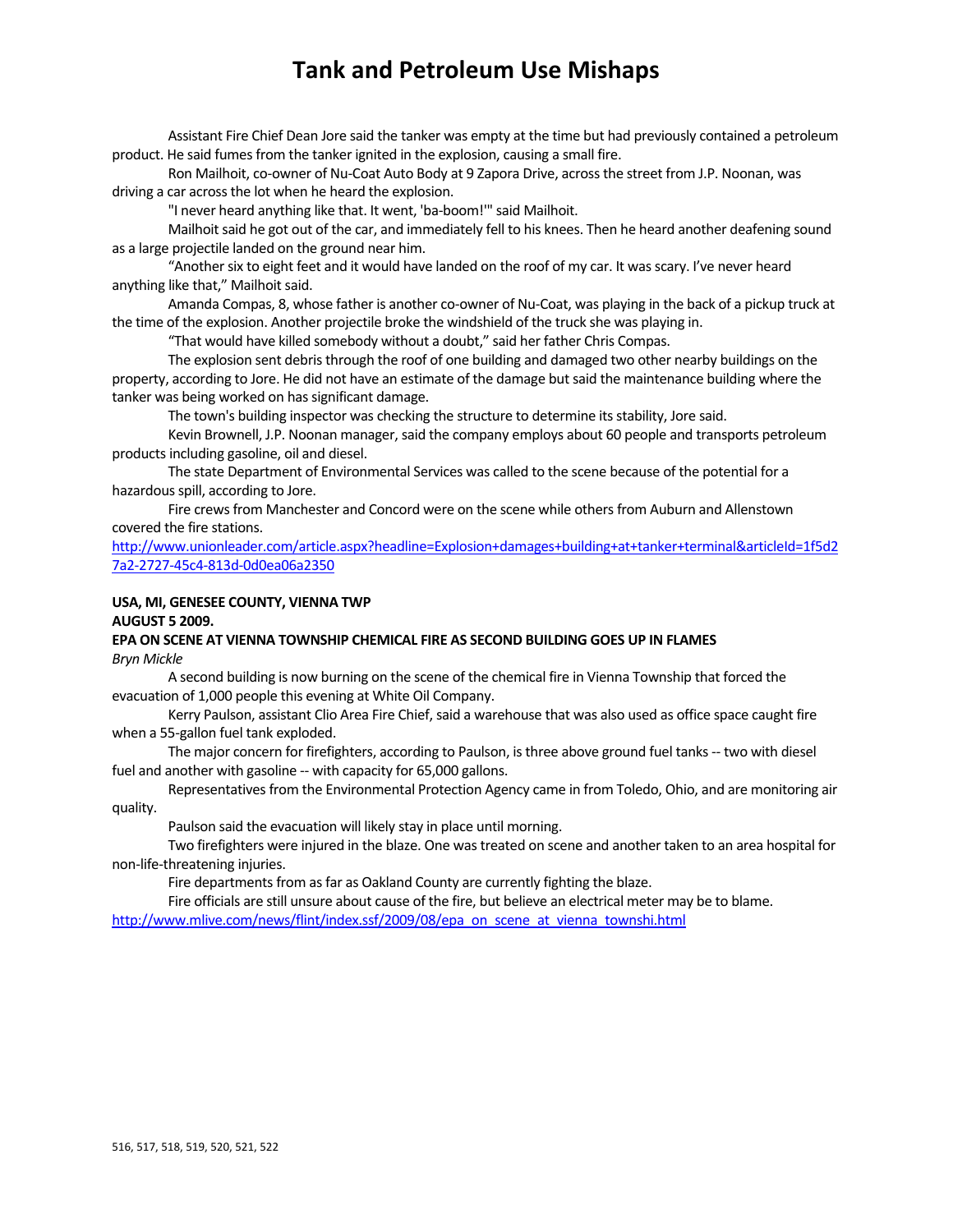Assistant Fire Chief Dean Jore said the tanker was empty at the time but had previously contained a petroleum product. He said fumes from the tanker ignited in the explosion, causing a small fire.

Ron Mailhoit, co-owner of Nu-Coat Auto Body at 9 Zapora Drive, across the street from J.P. Noonan, was driving a car across the lot when he heard the explosion.

"I never heard anything like that. It went, 'ba-boom!'" said Mailhoit.

Mailhoit said he got out of the car, and immediately fell to his knees. Then he heard another deafening sound as a large projectile landed on the ground near him.

"Another six to eight feet and it would have landed on the roof of my car. It was scary. I've never heard anything like that," Mailhoit said.

Amanda Compas, 8, whose father is another co-owner of Nu-Coat, was playing in the back of a pickup truck at the time of the explosion. Another projectile broke the windshield of the truck she was playing in.

"That would have killed somebody without a doubt," said her father Chris Compas.

The explosion sent debris through the roof of one building and damaged two other nearby buildings on the property, according to Jore. He did not have an estimate of the damage but said the maintenance building where the tanker was being worked on has significant damage.

The town's building inspector was checking the structure to determine its stability, Jore said.

Kevin Brownell, J.P. Noonan manager, said the company employs about 60 people and transports petroleum products including gasoline, oil and diesel.

The state Department of Environmental Services was called to the scene because of the potential for a hazardous spill, according to Jore.

Fire crews from Manchester and Concord were on the scene while others from Auburn and Allenstown covered the fire stations.

http://www.unionleader.com/article.aspx?headline=Explosion+damages+building+at+tanker+terminal&articleId=1f5d27a2-2727-45c4-813d-0d0ea06a2350

**USA, MI, GENESEE COUNTY, VIENNA TWP**

**AUGUST 5 2009.**

**EPA ON SCENE AT VIENNA TOWNSHIP CHEMICAL FIRE AS SECOND BUILDING GOES UP IN FLAMES**

*Bryn Mickle*

A second building is now burning on the scene of the chemical fire in Vienna Township that forced the evacuation of 1,000 people this evening at White Oil Company.

Kerry Paulson, assistant Clio Area Fire Chief, said a warehouse that was also used as office space caught fire when a 55-gallon fuel tank exploded.

The major concern for firefighters, according to Paulson, is three above ground fuel tanks -- two with diesel fuel and another with gasoline -- with capacity for 65,000 gallons.

Representatives from the Environmental Protection Agency came in from Toledo, Ohio, and are monitoring air quality.

Paulson said the evacuation will likely stay in place until morning.

Two firefighters were injured in the blaze. One was treated on scene and another taken to an area hospital for non-life-threatening injuries.

Fire departments from as far as Oakland County are currently fighting the blaze.

Fire officials are still unsure about cause of the fire, but believe an electrical meter may be to blame.

http://www.mlive.com/news/flint/index.ssf/2009/08/epa_on_scene_at_vienna_townshi.html

516, 517, 518, 519, 520, 521, 522